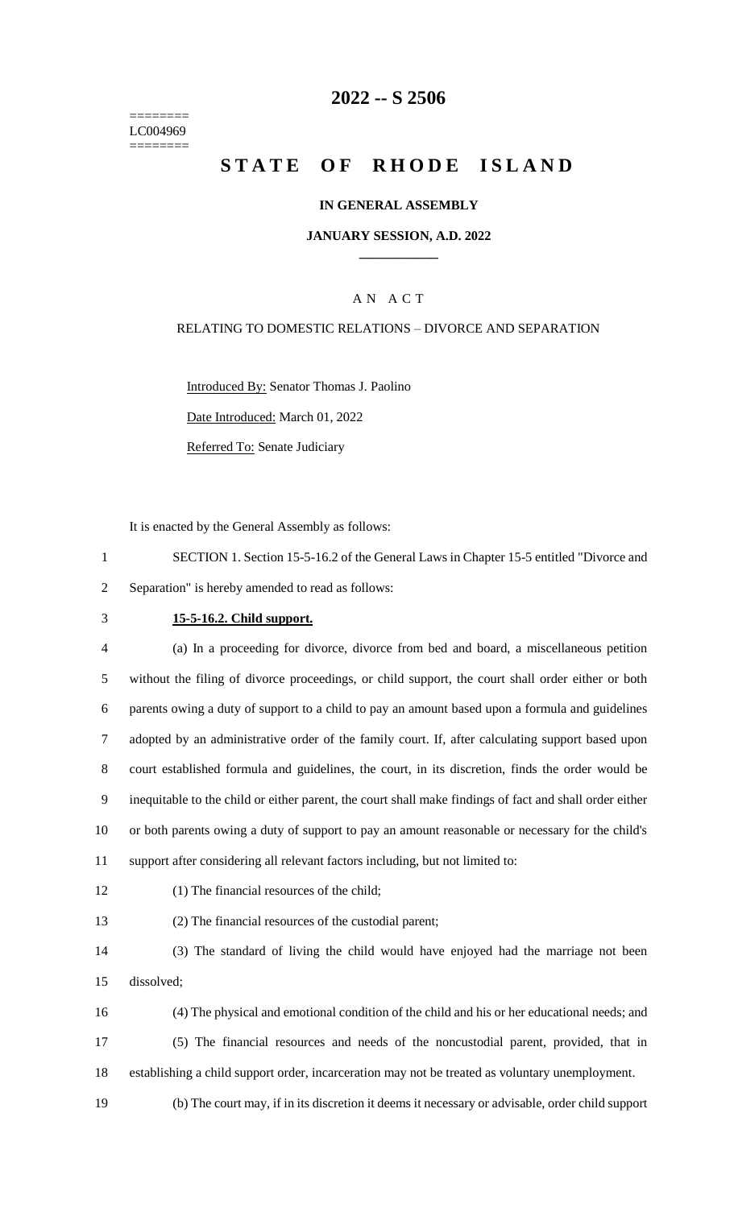========
LC004969
========

# 2022 -- S 2506

# STATE OF RHODE ISLAND

**IN GENERAL ASSEMBLY**

**JANUARY SESSION, A.D. 2022**

A N A C T

RELATING TO DOMESTIC RELATIONS – DIVORCE AND SEPARATION

Introduced By: Senator Thomas J. Paolino

Date Introduced: March 01, 2022

Referred To: Senate Judiciary

It is enacted by the General Assembly as follows:

1 SECTION 1. Section 15-5-16.2 of the General Laws in Chapter 15-5 entitled "Divorce and
2 Separation" is hereby amended to read as follows:

3 **15-5-16.2. Child support.**

4 (a) In a proceeding for divorce, divorce from bed and board, a miscellaneous petition
5 without the filing of divorce proceedings, or child support, the court shall order either or both
6 parents owing a duty of support to a child to pay an amount based upon a formula and guidelines
7 adopted by an administrative order of the family court. If, after calculating support based upon
8 court established formula and guidelines, the court, in its discretion, finds the order would be
9 inequitable to the child or either parent, the court shall make findings of fact and shall order either
10 or both parents owing a duty of support to pay an amount reasonable or necessary for the child's
11 support after considering all relevant factors including, but not limited to:

12 (1) The financial resources of the child;

13 (2) The financial resources of the custodial parent;

14 (3) The standard of living the child would have enjoyed had the marriage not been
15 dissolved;

16 (4) The physical and emotional condition of the child and his or her educational needs; and

17 (5) The financial resources and needs of the noncustodial parent, provided, that in
18 establishing a child support order, incarceration may not be treated as voluntary unemployment.

19 (b) The court may, if in its discretion it deems it necessary or advisable, order child support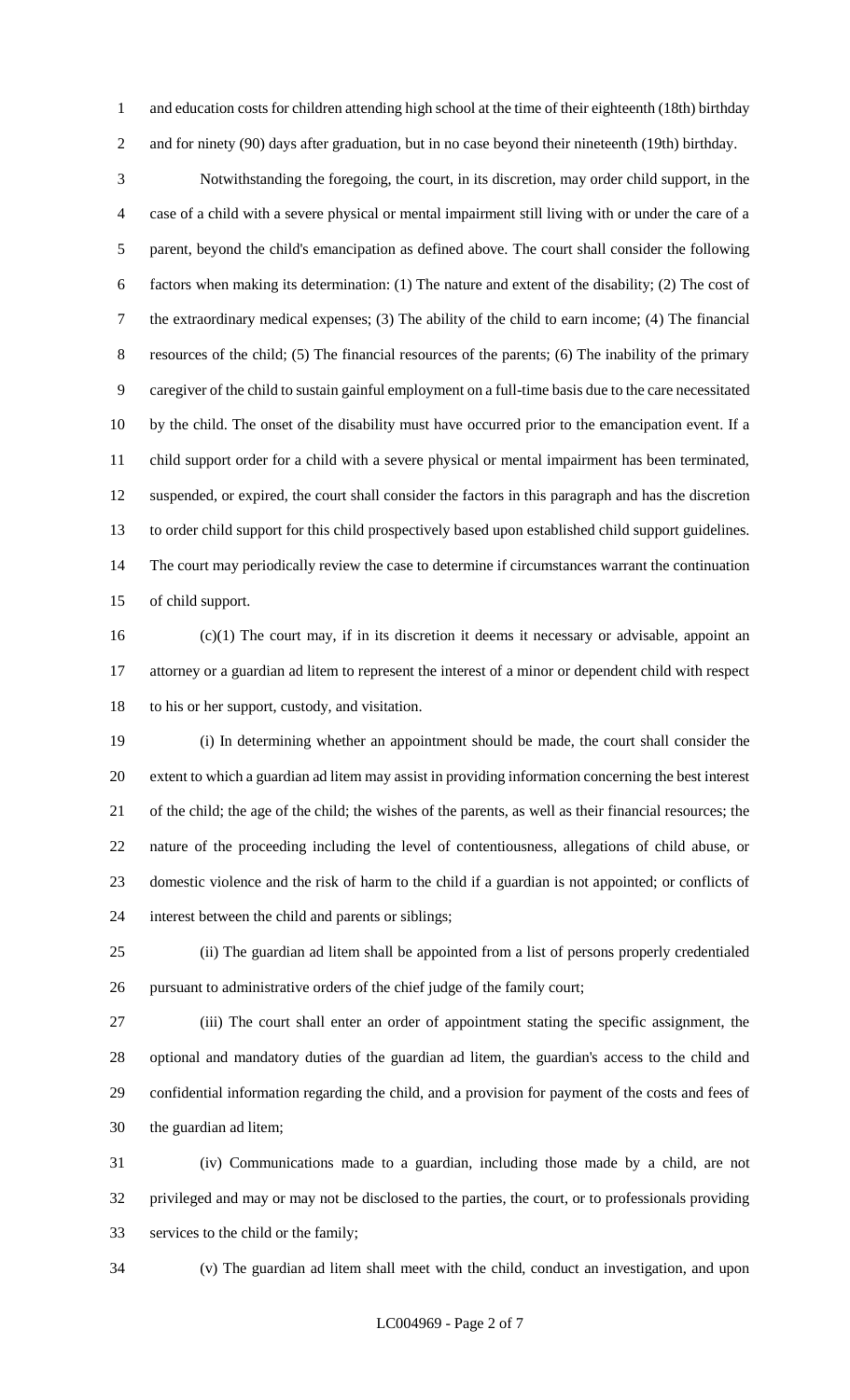and education costs for children attending high school at the time of their eighteenth (18th) birthday and for ninety (90) days after graduation, but in no case beyond their nineteenth (19th) birthday.

Notwithstanding the foregoing, the court, in its discretion, may order child support, in the case of a child with a severe physical or mental impairment still living with or under the care of a parent, beyond the child's emancipation as defined above. The court shall consider the following factors when making its determination: (1) The nature and extent of the disability; (2) The cost of the extraordinary medical expenses; (3) The ability of the child to earn income; (4) The financial resources of the child; (5) The financial resources of the parents; (6) The inability of the primary caregiver of the child to sustain gainful employment on a full-time basis due to the care necessitated by the child. The onset of the disability must have occurred prior to the emancipation event. If a child support order for a child with a severe physical or mental impairment has been terminated, suspended, or expired, the court shall consider the factors in this paragraph and has the discretion to order child support for this child prospectively based upon established child support guidelines. The court may periodically review the case to determine if circumstances warrant the continuation of child support.

(c)(1) The court may, if in its discretion it deems it necessary or advisable, appoint an attorney or a guardian ad litem to represent the interest of a minor or dependent child with respect to his or her support, custody, and visitation.

(i) In determining whether an appointment should be made, the court shall consider the extent to which a guardian ad litem may assist in providing information concerning the best interest of the child; the age of the child; the wishes of the parents, as well as their financial resources; the nature of the proceeding including the level of contentiousness, allegations of child abuse, or domestic violence and the risk of harm to the child if a guardian is not appointed; or conflicts of interest between the child and parents or siblings;

(ii) The guardian ad litem shall be appointed from a list of persons properly credentialed pursuant to administrative orders of the chief judge of the family court;

(iii) The court shall enter an order of appointment stating the specific assignment, the optional and mandatory duties of the guardian ad litem, the guardian's access to the child and confidential information regarding the child, and a provision for payment of the costs and fees of the guardian ad litem;

(iv) Communications made to a guardian, including those made by a child, are not privileged and may or may not be disclosed to the parties, the court, or to professionals providing services to the child or the family;

(v) The guardian ad litem shall meet with the child, conduct an investigation, and upon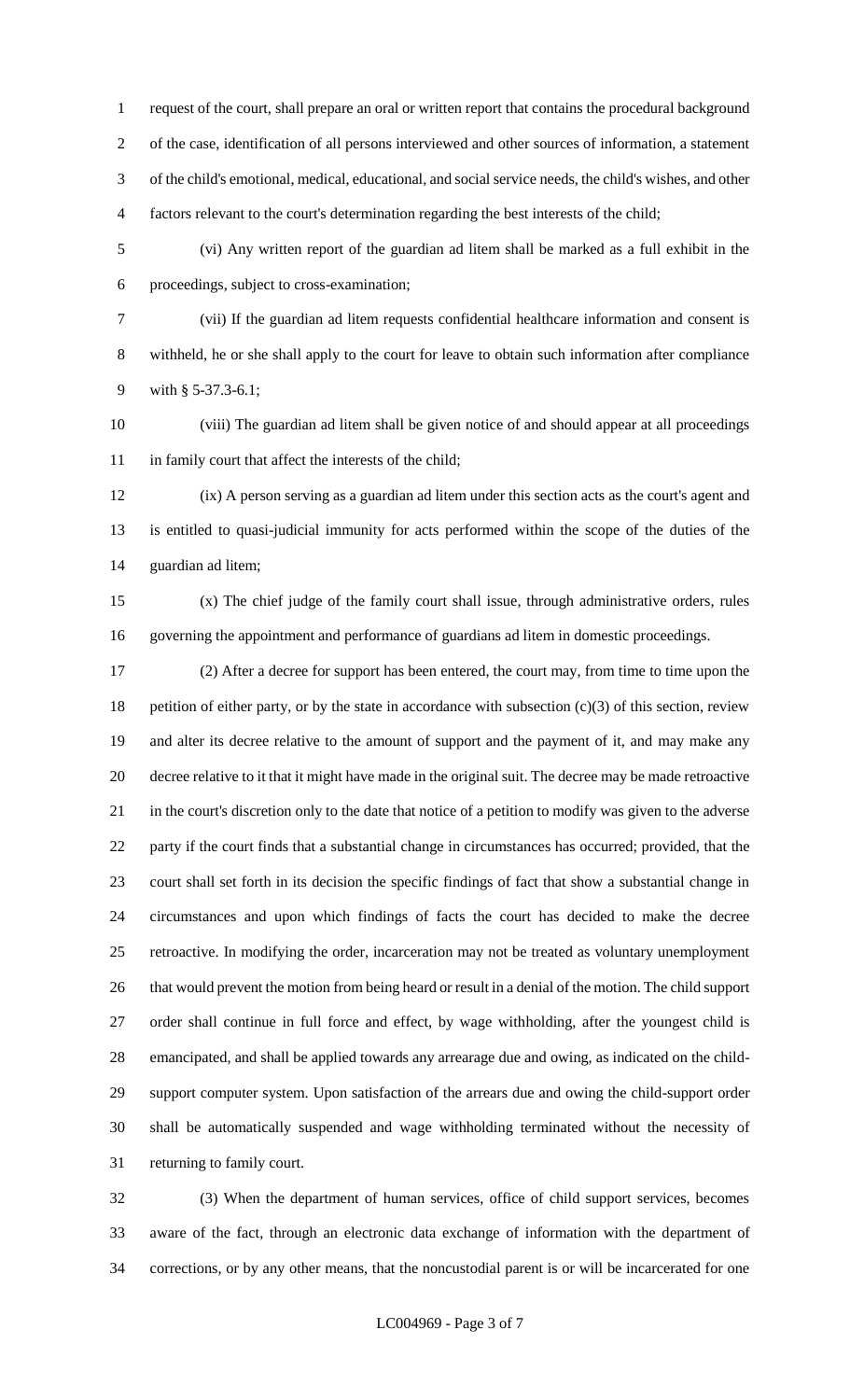request of the court, shall prepare an oral or written report that contains the procedural background of the case, identification of all persons interviewed and other sources of information, a statement of the child's emotional, medical, educational, and social service needs, the child's wishes, and other factors relevant to the court's determination regarding the best interests of the child;

(vi) Any written report of the guardian ad litem shall be marked as a full exhibit in the proceedings, subject to cross-examination;

(vii) If the guardian ad litem requests confidential healthcare information and consent is withheld, he or she shall apply to the court for leave to obtain such information after compliance with § 5-37.3-6.1;

(viii) The guardian ad litem shall be given notice of and should appear at all proceedings in family court that affect the interests of the child;

(ix) A person serving as a guardian ad litem under this section acts as the court's agent and is entitled to quasi-judicial immunity for acts performed within the scope of the duties of the guardian ad litem;

(x) The chief judge of the family court shall issue, through administrative orders, rules governing the appointment and performance of guardians ad litem in domestic proceedings.

(2) After a decree for support has been entered, the court may, from time to time upon the petition of either party, or by the state in accordance with subsection (c)(3) of this section, review and alter its decree relative to the amount of support and the payment of it, and may make any decree relative to it that it might have made in the original suit. The decree may be made retroactive in the court's discretion only to the date that notice of a petition to modify was given to the adverse party if the court finds that a substantial change in circumstances has occurred; provided, that the court shall set forth in its decision the specific findings of fact that show a substantial change in circumstances and upon which findings of facts the court has decided to make the decree retroactive. In modifying the order, incarceration may not be treated as voluntary unemployment that would prevent the motion from being heard or result in a denial of the motion. The child support order shall continue in full force and effect, by wage withholding, after the youngest child is emancipated, and shall be applied towards any arrearage due and owing, as indicated on the child-support computer system. Upon satisfaction of the arrears due and owing the child-support order shall be automatically suspended and wage withholding terminated without the necessity of returning to family court.

(3) When the department of human services, office of child support services, becomes aware of the fact, through an electronic data exchange of information with the department of corrections, or by any other means, that the noncustodial parent is or will be incarcerated for one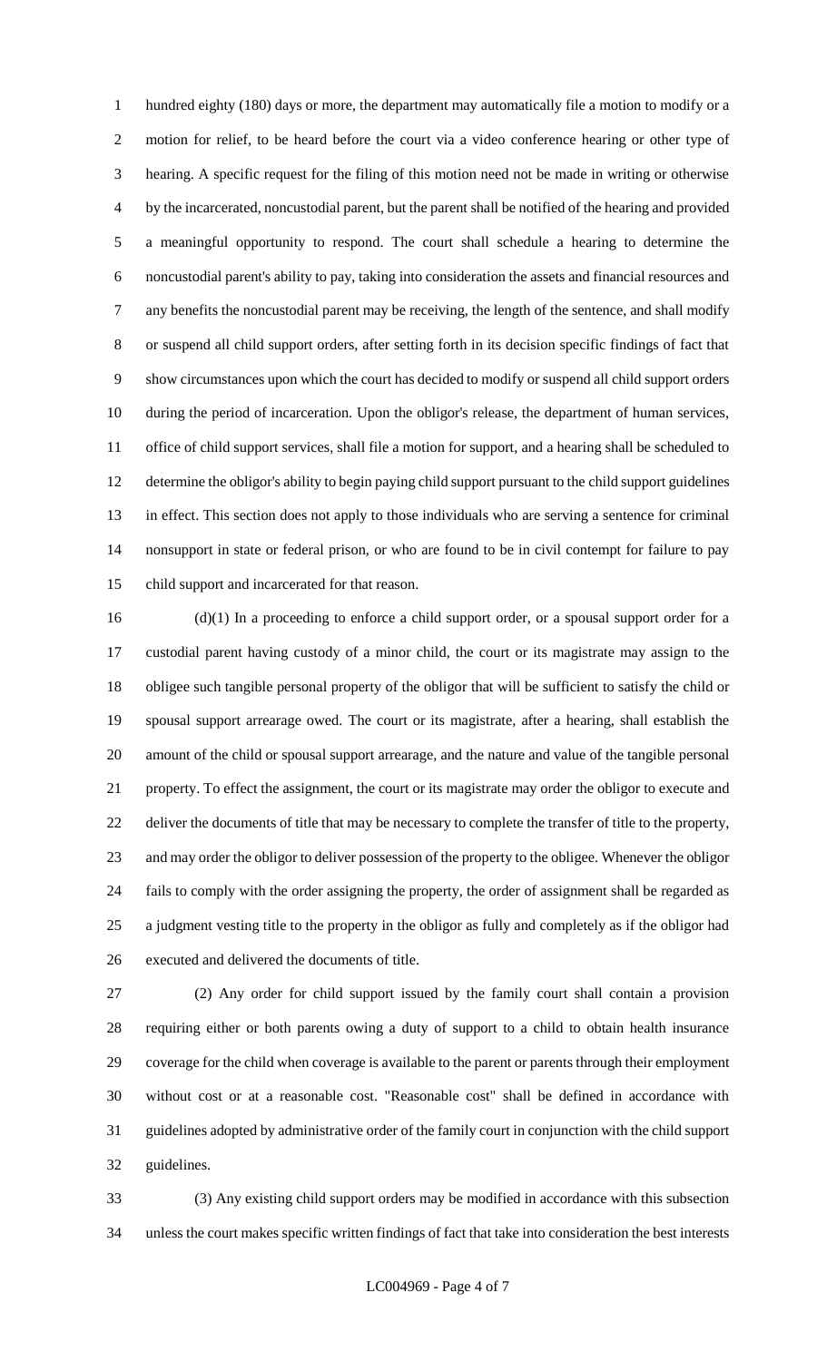hundred eighty (180) days or more, the department may automatically file a motion to modify or a motion for relief, to be heard before the court via a video conference hearing or other type of hearing. A specific request for the filing of this motion need not be made in writing or otherwise by the incarcerated, noncustodial parent, but the parent shall be notified of the hearing and provided a meaningful opportunity to respond. The court shall schedule a hearing to determine the noncustodial parent's ability to pay, taking into consideration the assets and financial resources and any benefits the noncustodial parent may be receiving, the length of the sentence, and shall modify or suspend all child support orders, after setting forth in its decision specific findings of fact that show circumstances upon which the court has decided to modify or suspend all child support orders during the period of incarceration. Upon the obligor's release, the department of human services, office of child support services, shall file a motion for support, and a hearing shall be scheduled to determine the obligor's ability to begin paying child support pursuant to the child support guidelines in effect. This section does not apply to those individuals who are serving a sentence for criminal nonsupport in state or federal prison, or who are found to be in civil contempt for failure to pay child support and incarcerated for that reason.

(d)(1) In a proceeding to enforce a child support order, or a spousal support order for a custodial parent having custody of a minor child, the court or its magistrate may assign to the obligee such tangible personal property of the obligor that will be sufficient to satisfy the child or spousal support arrearage owed. The court or its magistrate, after a hearing, shall establish the amount of the child or spousal support arrearage, and the nature and value of the tangible personal property. To effect the assignment, the court or its magistrate may order the obligor to execute and deliver the documents of title that may be necessary to complete the transfer of title to the property, and may order the obligor to deliver possession of the property to the obligee. Whenever the obligor fails to comply with the order assigning the property, the order of assignment shall be regarded as a judgment vesting title to the property in the obligor as fully and completely as if the obligor had executed and delivered the documents of title.

(2) Any order for child support issued by the family court shall contain a provision requiring either or both parents owing a duty of support to a child to obtain health insurance coverage for the child when coverage is available to the parent or parents through their employment without cost or at a reasonable cost. "Reasonable cost" shall be defined in accordance with guidelines adopted by administrative order of the family court in conjunction with the child support guidelines.

(3) Any existing child support orders may be modified in accordance with this subsection unless the court makes specific written findings of fact that take into consideration the best interests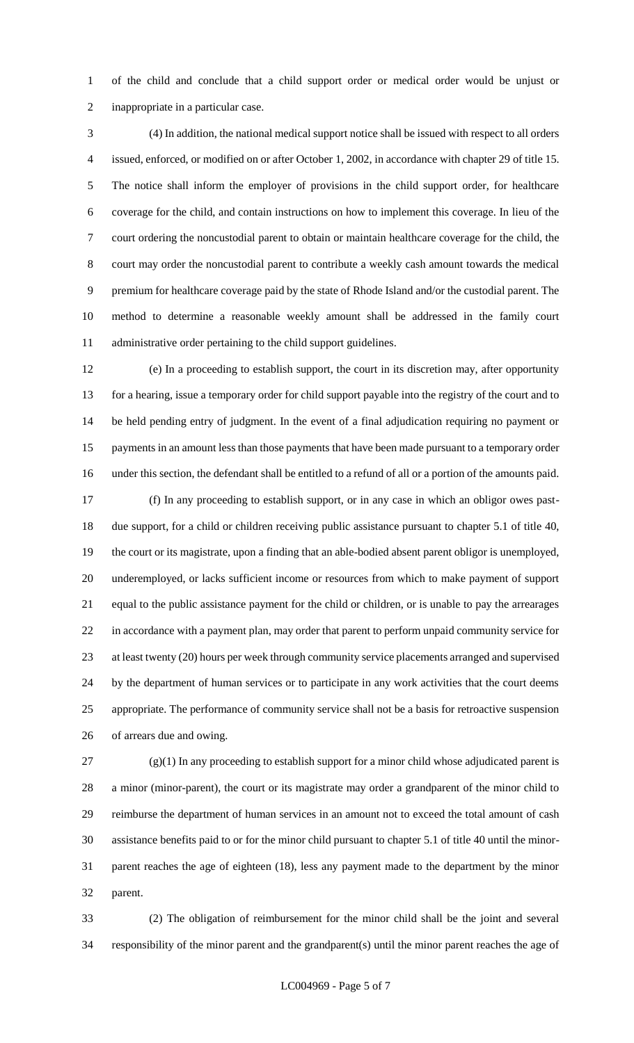of the child and conclude that a child support order or medical order would be unjust or inappropriate in a particular case.

(4) In addition, the national medical support notice shall be issued with respect to all orders issued, enforced, or modified on or after October 1, 2002, in accordance with chapter 29 of title 15. The notice shall inform the employer of provisions in the child support order, for healthcare coverage for the child, and contain instructions on how to implement this coverage. In lieu of the court ordering the noncustodial parent to obtain or maintain healthcare coverage for the child, the court may order the noncustodial parent to contribute a weekly cash amount towards the medical premium for healthcare coverage paid by the state of Rhode Island and/or the custodial parent. The method to determine a reasonable weekly amount shall be addressed in the family court administrative order pertaining to the child support guidelines.

(e) In a proceeding to establish support, the court in its discretion may, after opportunity for a hearing, issue a temporary order for child support payable into the registry of the court and to be held pending entry of judgment. In the event of a final adjudication requiring no payment or payments in an amount less than those payments that have been made pursuant to a temporary order under this section, the defendant shall be entitled to a refund of all or a portion of the amounts paid.

(f) In any proceeding to establish support, or in any case in which an obligor owes past-due support, for a child or children receiving public assistance pursuant to chapter 5.1 of title 40, the court or its magistrate, upon a finding that an able-bodied absent parent obligor is unemployed, underemployed, or lacks sufficient income or resources from which to make payment of support equal to the public assistance payment for the child or children, or is unable to pay the arrearages in accordance with a payment plan, may order that parent to perform unpaid community service for at least twenty (20) hours per week through community service placements arranged and supervised by the department of human services or to participate in any work activities that the court deems appropriate. The performance of community service shall not be a basis for retroactive suspension of arrears due and owing.

(g)(1) In any proceeding to establish support for a minor child whose adjudicated parent is a minor (minor-parent), the court or its magistrate may order a grandparent of the minor child to reimburse the department of human services in an amount not to exceed the total amount of cash assistance benefits paid to or for the minor child pursuant to chapter 5.1 of title 40 until the minor-parent reaches the age of eighteen (18), less any payment made to the department by the minor parent.

(2) The obligation of reimbursement for the minor child shall be the joint and several responsibility of the minor parent and the grandparent(s) until the minor parent reaches the age of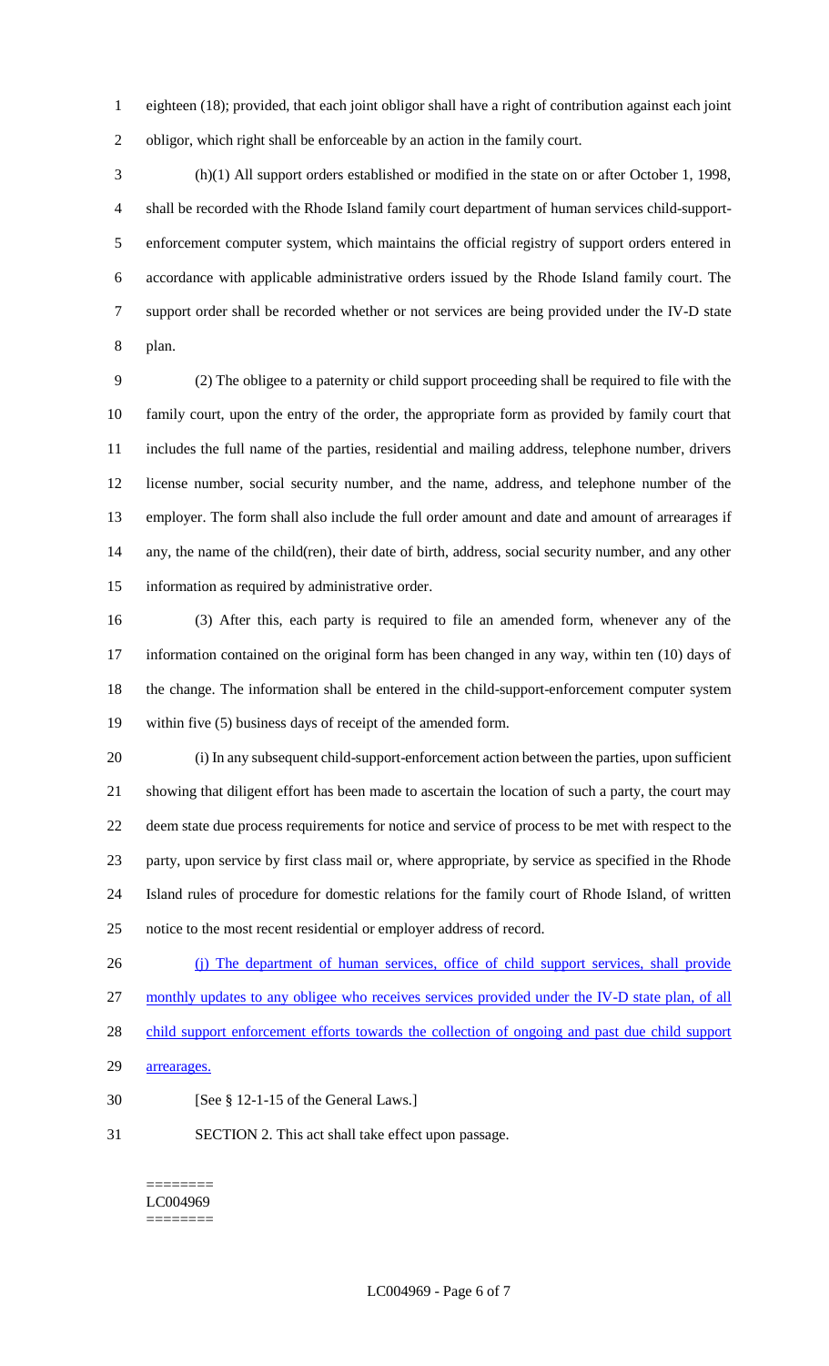eighteen (18); provided, that each joint obligor shall have a right of contribution against each joint obligor, which right shall be enforceable by an action in the family court.

(h)(1) All support orders established or modified in the state on or after October 1, 1998, shall be recorded with the Rhode Island family court department of human services child-support-enforcement computer system, which maintains the official registry of support orders entered in accordance with applicable administrative orders issued by the Rhode Island family court. The support order shall be recorded whether or not services are being provided under the IV-D state plan.

(2) The obligee to a paternity or child support proceeding shall be required to file with the family court, upon the entry of the order, the appropriate form as provided by family court that includes the full name of the parties, residential and mailing address, telephone number, drivers license number, social security number, and the name, address, and telephone number of the employer. The form shall also include the full order amount and date and amount of arrearages if any, the name of the child(ren), their date of birth, address, social security number, and any other information as required by administrative order.

(3) After this, each party is required to file an amended form, whenever any of the information contained on the original form has been changed in any way, within ten (10) days of the change. The information shall be entered in the child-support-enforcement computer system within five (5) business days of receipt of the amended form.

(i) In any subsequent child-support-enforcement action between the parties, upon sufficient showing that diligent effort has been made to ascertain the location of such a party, the court may deem state due process requirements for notice and service of process to be met with respect to the party, upon service by first class mail or, where appropriate, by service as specified in the Rhode Island rules of procedure for domestic relations for the family court of Rhode Island, of written notice to the most recent residential or employer address of record.

(j) The department of human services, office of child support services, shall provide monthly updates to any obligee who receives services provided under the IV-D state plan, of all child support enforcement efforts towards the collection of ongoing and past due child support arrearages.

[See § 12-1-15 of the General Laws.]

SECTION 2. This act shall take effect upon passage.

========
LC004969
========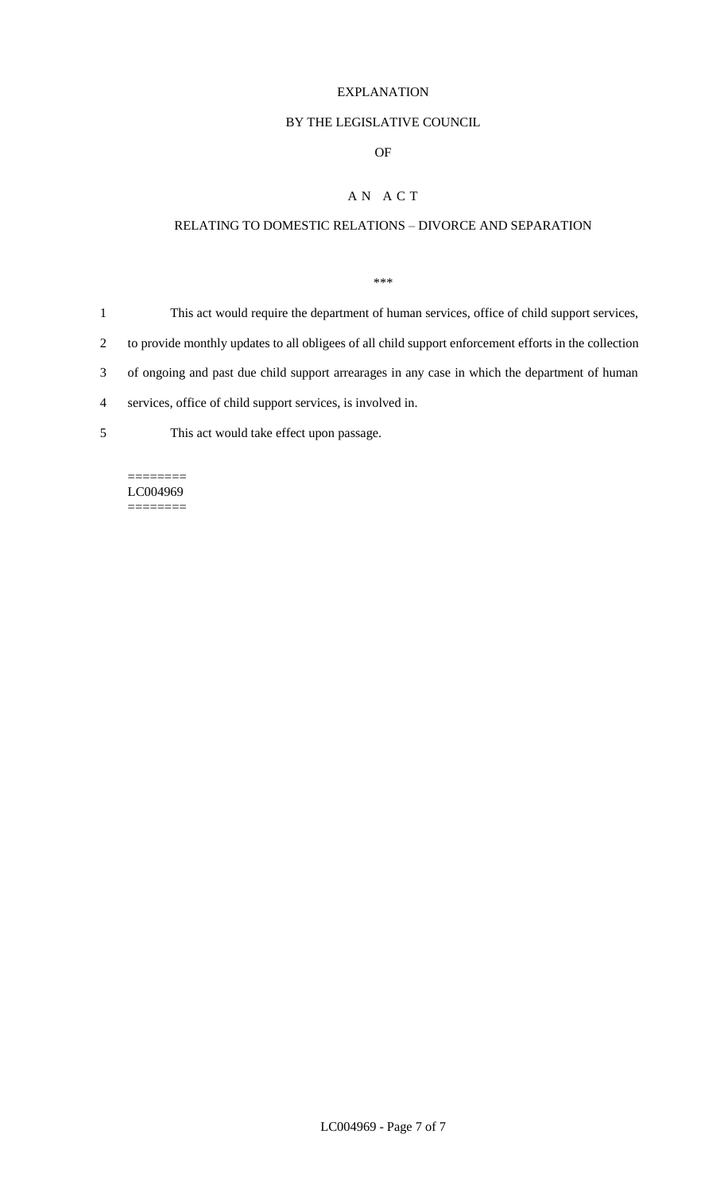EXPLANATION

BY THE LEGISLATIVE COUNCIL

OF

A N A C T

RELATING TO DOMESTIC RELATIONS – DIVORCE AND SEPARATION

***

1 This act would require the department of human services, office of child support services,
2 to provide monthly updates to all obligees of all child support enforcement efforts in the collection
3 of ongoing and past due child support arrearages in any case in which the department of human
4 services, office of child support services, is involved in.
5 This act would take effect upon passage.

========
LC004969
========